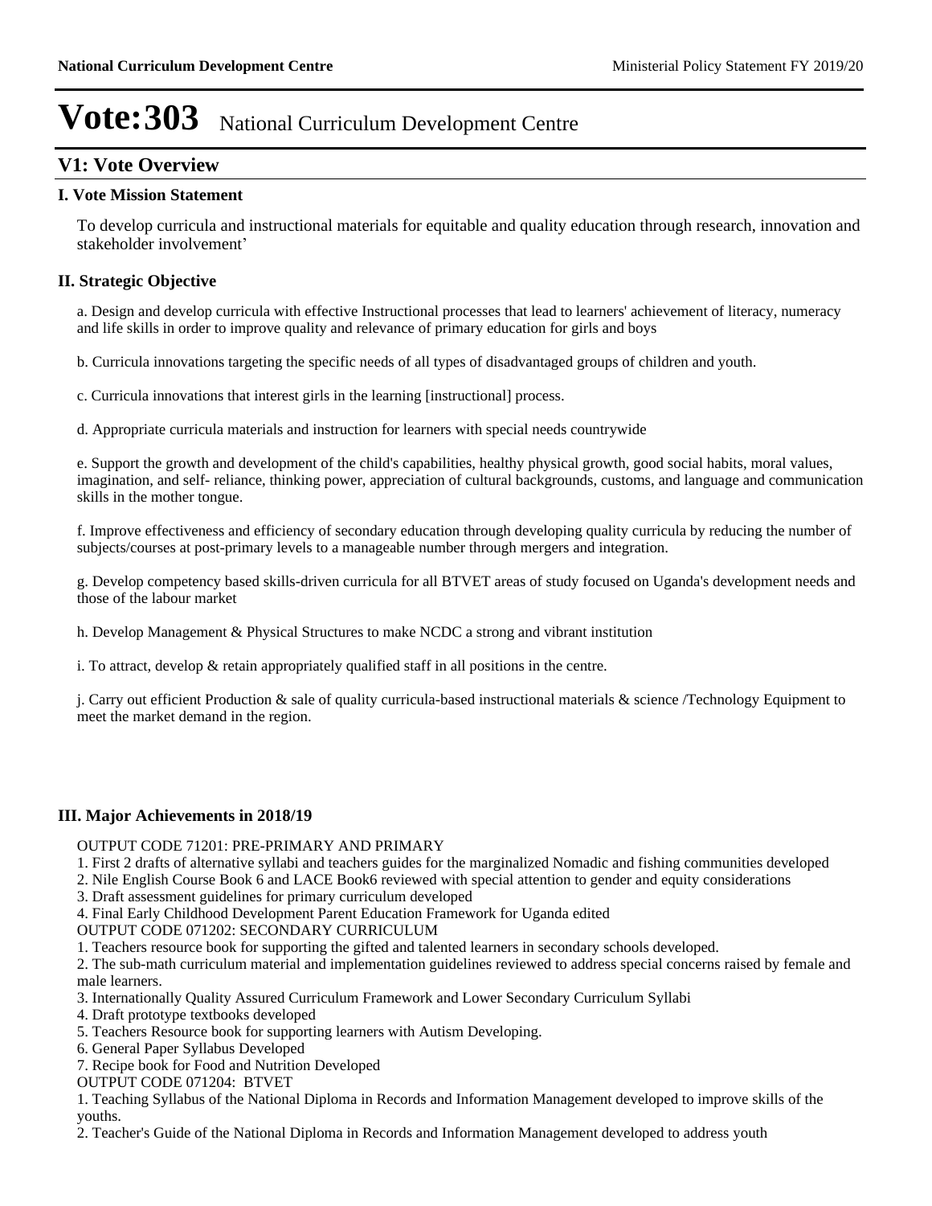# Vote:303 National Curriculum Development Centre

## V1: Vote Overview

### I. Vote Mission Statement

To develop curricula and instructional materials for equitable and quality education through research, innovation and stakeholder involvement'

### II. Strategic Objective

a. Design and develop curricula with effective Instructional processes that lead to learners' achievement of literacy, numeracy and life skills in order to improve quality and relevance of primary education for girls and boys

b. Curricula innovations targeting the specific needs of all types of disadvantaged groups of children and youth.

c. Curricula innovations that interest girls in the learning [instructional] process.

d. Appropriate curricula materials and instruction for learners with special needs countrywide

e. Support the growth and development of the child's capabilities, healthy physical growth, good social habits, moral values, imagination, and self- reliance, thinking power, appreciation of cultural backgrounds, customs, and language and communication skills in the mother tongue.

f. Improve effectiveness and efficiency of secondary education through developing quality curricula by reducing the number of subjects/courses at post-primary levels to a manageable number through mergers and integration.

g. Develop competency based skills-driven curricula for all BTVET areas of study focused on Uganda's development needs and those of the labour market

h. Develop Management & Physical Structures to make NCDC a strong and vibrant institution

i. To attract, develop & retain appropriately qualified staff in all positions in the centre.

j. Carry out efficient Production & sale of quality curricula-based instructional materials & science /Technology Equipment to meet the market demand in the region.

### III. Major Achievements in 2018/19

OUTPUT CODE 71201: PRE-PRIMARY AND PRIMARY

1. First 2 drafts of alternative syllabi and teachers guides for the marginalized Nomadic and fishing communities developed
2. Nile English Course Book 6 and LACE Book6 reviewed with special attention to gender and equity considerations
3. Draft assessment guidelines for primary curriculum developed
4. Final Early Childhood Development Parent Education Framework for Uganda edited

OUTPUT CODE 071202: SECONDARY CURRICULUM

1. Teachers resource book for supporting the gifted and talented learners in secondary schools developed.
2. The sub-math curriculum material and implementation guidelines reviewed to address special concerns raised by female and male learners.
3. Internationally Quality Assured Curriculum Framework and Lower Secondary Curriculum Syllabi
4. Draft prototype textbooks developed
5. Teachers Resource book for supporting learners with Autism Developing.
6. General Paper Syllabus Developed
7. Recipe book for Food and Nutrition Developed

OUTPUT CODE 071204: BTVET

1. Teaching Syllabus of the National Diploma in Records and Information Management developed to improve skills of the youths.
2. Teacher's Guide of the National Diploma in Records and Information Management developed to address youth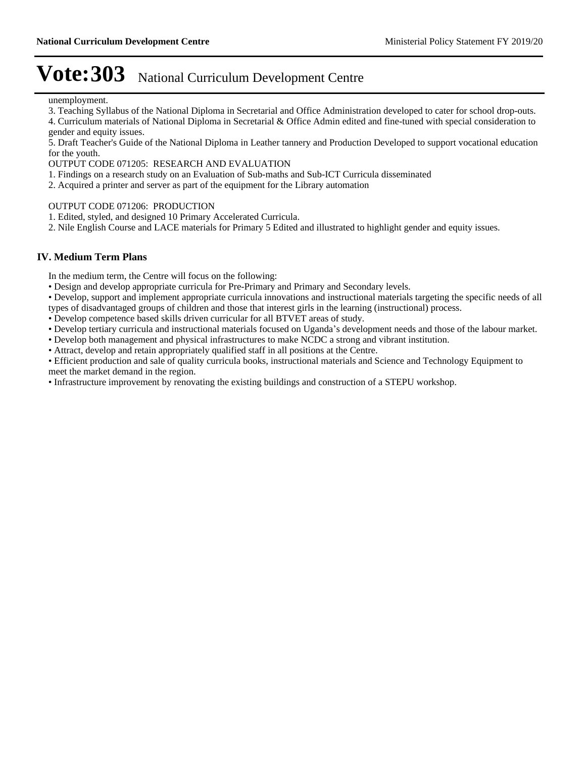unemployment.

3. Teaching Syllabus of the National Diploma in Secretarial and Office Administration developed to cater for school drop-outs.
4. Curriculum materials of National Diploma in Secretarial & Office Admin edited and fine-tuned with special consideration to gender and equity issues.
5. Draft Teacher's Guide of the National Diploma in Leather tannery and Production Developed to support vocational education for the youth.

OUTPUT CODE 071205: RESEARCH AND EVALUATION

1. Findings on a research study on an Evaluation of Sub-maths and Sub-ICT Curricula disseminated
2. Acquired a printer and server as part of the equipment for the Library automation

OUTPUT CODE 071206: PRODUCTION

1. Edited, styled, and designed 10 Primary Accelerated Curricula.
2. Nile English Course and LACE materials for Primary 5 Edited and illustrated to highlight gender and equity issues.

## IV. Medium Term Plans

In the medium term, the Centre will focus on the following:

- Design and develop appropriate curricula for Pre-Primary and Primary and Secondary levels.
- Develop, support and implement appropriate curricula innovations and instructional materials targeting the specific needs of all types of disadvantaged groups of children and those that interest girls in the learning (instructional) process.
- Develop competence based skills driven curricular for all BTVET areas of study.
- Develop tertiary curricula and instructional materials focused on Uganda's development needs and those of the labour market.
- Develop both management and physical infrastructures to make NCDC a strong and vibrant institution.
- Attract, develop and retain appropriately qualified staff in all positions at the Centre.
- Efficient production and sale of quality curricula books, instructional materials and Science and Technology Equipment to meet the market demand in the region.
- Infrastructure improvement by renovating the existing buildings and construction of a STEPU workshop.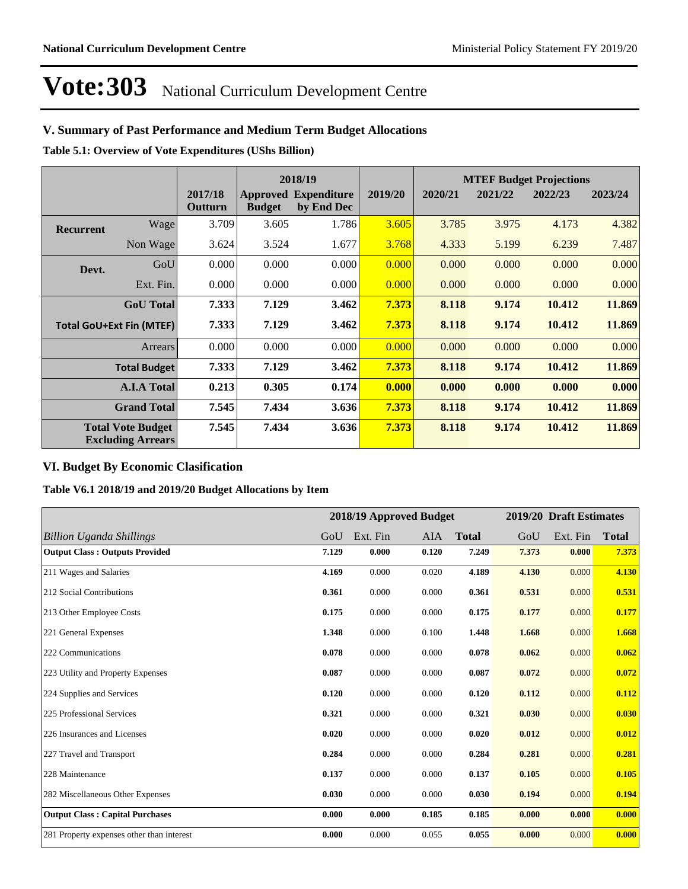# Vote:303 National Curriculum Development Centre

## V. Summary of Past Performance and Medium Term Budget Allocations

**Table 5.1: Overview of Vote Expenditures (UShs Billion)**

| | | 2017/18 Outturn | 2018/19 Approved Budget | 2018/19 Expenditure by End Dec | 2019/20 | MTEF Budget Projections 2020/21 | 2021/22 | 2022/23 | 2023/24 |
|---|---|---|---|---|---|---|---|---|---|
| **Recurrent** | Wage | 3.709 | 3.605 | 1.786 | 3.605 | 3.785 | 3.975 | 4.173 | 4.382 |
| | Non Wage | 3.624 | 3.524 | 1.677 | 3.768 | 4.333 | 5.199 | 6.239 | 7.487 |
| **Devt.** | GoU | 0.000 | 0.000 | 0.000 | 0.000 | 0.000 | 0.000 | 0.000 | 0.000 |
| | Ext. Fin. | 0.000 | 0.000 | 0.000 | 0.000 | 0.000 | 0.000 | 0.000 | 0.000 |
| | **GoU Total** | **7.333** | **7.129** | **3.462** | **7.373** | **8.118** | **9.174** | **10.412** | **11.869** |
| | **Total GoU+Ext Fin (MTEF)** | **7.333** | **7.129** | **3.462** | **7.373** | **8.118** | **9.174** | **10.412** | **11.869** |
| | Arrears | 0.000 | 0.000 | 0.000 | 0.000 | 0.000 | 0.000 | 0.000 | 0.000 |
| | **Total Budget** | **7.333** | **7.129** | **3.462** | **7.373** | **8.118** | **9.174** | **10.412** | **11.869** |
| | **A.I.A Total** | **0.213** | **0.305** | **0.174** | **0.000** | **0.000** | **0.000** | **0.000** | **0.000** |
| | **Grand Total** | **7.545** | **7.434** | **3.636** | **7.373** | **8.118** | **9.174** | **10.412** | **11.869** |
| | **Total Vote Budget Excluding Arrears** | **7.545** | **7.434** | **3.636** | **7.373** | **8.118** | **9.174** | **10.412** | **11.869** |

## VI. Budget By Economic Clasification

**Table V6.1 2018/19 and 2019/20 Budget Allocations by Item**

| | 2018/19 Approved Budget | | | | 2019/20 Draft Estimates | | |
|---|---|---|---|---|---|---|---|
| *Billion Uganda Shillings* | GoU | Ext. Fin | AIA | **Total** | GoU | Ext. Fin | **Total** |
| **Output Class : Outputs Provided** | **7.129** | **0.000** | **0.120** | **7.249** | **7.373** | **0.000** | **7.373** |
| 211 Wages and Salaries | **4.169** | 0.000 | 0.020 | **4.189** | **4.130** | 0.000 | **4.130** |
| 212 Social Contributions | **0.361** | 0.000 | 0.000 | **0.361** | **0.531** | 0.000 | **0.531** |
| 213 Other Employee Costs | **0.175** | 0.000 | 0.000 | **0.175** | **0.177** | 0.000 | **0.177** |
| 221 General Expenses | **1.348** | 0.000 | 0.100 | **1.448** | **1.668** | 0.000 | **1.668** |
| 222 Communications | **0.078** | 0.000 | 0.000 | **0.078** | **0.062** | 0.000 | **0.062** |
| 223 Utility and Property Expenses | **0.087** | 0.000 | 0.000 | **0.087** | **0.072** | 0.000 | **0.072** |
| 224 Supplies and Services | **0.120** | 0.000 | 0.000 | **0.120** | **0.112** | 0.000 | **0.112** |
| 225 Professional Services | **0.321** | 0.000 | 0.000 | **0.321** | **0.030** | 0.000 | **0.030** |
| 226 Insurances and Licenses | **0.020** | 0.000 | 0.000 | **0.020** | **0.012** | 0.000 | **0.012** |
| 227 Travel and Transport | **0.284** | 0.000 | 0.000 | **0.284** | **0.281** | 0.000 | **0.281** |
| 228 Maintenance | **0.137** | 0.000 | 0.000 | **0.137** | **0.105** | 0.000 | **0.105** |
| 282 Miscellaneous Other Expenses | **0.030** | 0.000 | 0.000 | **0.030** | **0.194** | 0.000 | **0.194** |
| **Output Class : Capital Purchases** | **0.000** | **0.000** | **0.185** | **0.185** | **0.000** | **0.000** | **0.000** |
| 281 Property expenses other than interest | **0.000** | 0.000 | 0.055 | **0.055** | **0.000** | 0.000 | **0.000** |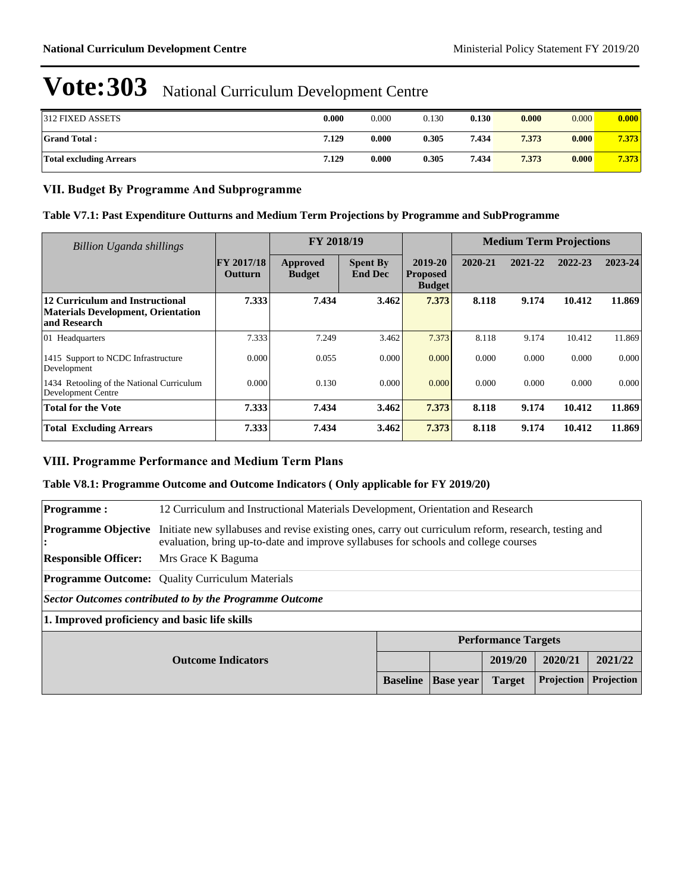# Vote:303 National Curriculum Development Centre

| | | | | | | | |
|---|---|---|---|---|---|---|---|
| 312 FIXED ASSETS | **0.000** | 0.000 | 0.130 | **0.130** | **0.000** | 0.000 | **0.000** |
| **Grand Total :** | **7.129** | **0.000** | **0.305** | **7.434** | **7.373** | **0.000** | **7.373** |
| **Total excluding Arrears** | **7.129** | **0.000** | **0.305** | **7.434** | **7.373** | **0.000** | **7.373** |

## VII. Budget By Programme And Subprogramme

### Table V7.1: Past Expenditure Outturns and Medium Term Projections by Programme and SubProgramme

| *Billion Uganda shillings* | | FY 2018/19 | | | Medium Term Projections | | | |
|---|---|---|---|---|---|---|---|---|
| | **FY 2017/18 Outturn** | **Approved Budget** | **Spent By End Dec** | **2019-20 Proposed Budget** | **2020-21** | **2021-22** | **2022-23** | **2023-24** |
| **12 Curriculum and Instructional Materials Development, Orientation and Research** | **7.333** | **7.434** | **3.462** | **7.373** | **8.118** | **9.174** | **10.412** | **11.869** |
| 01 Headquarters | 7.333 | 7.249 | 3.462 | 7.373 | 8.118 | 9.174 | 10.412 | 11.869 |
| 1415 Support to NCDC Infrastructure Development | 0.000 | 0.055 | 0.000 | 0.000 | 0.000 | 0.000 | 0.000 | 0.000 |
| 1434 Retooling of the National Curriculum Development Centre | 0.000 | 0.130 | 0.000 | 0.000 | 0.000 | 0.000 | 0.000 | 0.000 |
| **Total for the Vote** | **7.333** | **7.434** | **3.462** | **7.373** | **8.118** | **9.174** | **10.412** | **11.869** |
| **Total Excluding Arrears** | **7.333** | **7.434** | **3.462** | **7.373** | **8.118** | **9.174** | **10.412** | **11.869** |

## VIII. Programme Performance and Medium Term Plans

### Table V8.1: Programme Outcome and Outcome Indicators ( Only applicable for FY 2019/20)

**Programme :** 12 Curriculum and Instructional Materials Development, Orientation and Research

**Programme Objective :** Initiate new syllabuses and revise existing ones, carry out curriculum reform, research, testing and evaluation, bring up-to-date and improve syllabuses for schools and college courses

**Responsible Officer:** Mrs Grace K Baguma

**Programme Outcome:** Quality Curriculum Materials

***Sector Outcomes contributed to by the Programme Outcome***

**1. Improved proficiency and basic life skills**

| Outcome Indicators | Performance Targets | | | | |
|---|---|---|---|---|---|
| | | | **2019/20** | **2020/21** | **2021/22** |
| | **Baseline** | **Base year** | **Target** | **Projection** | **Projection** |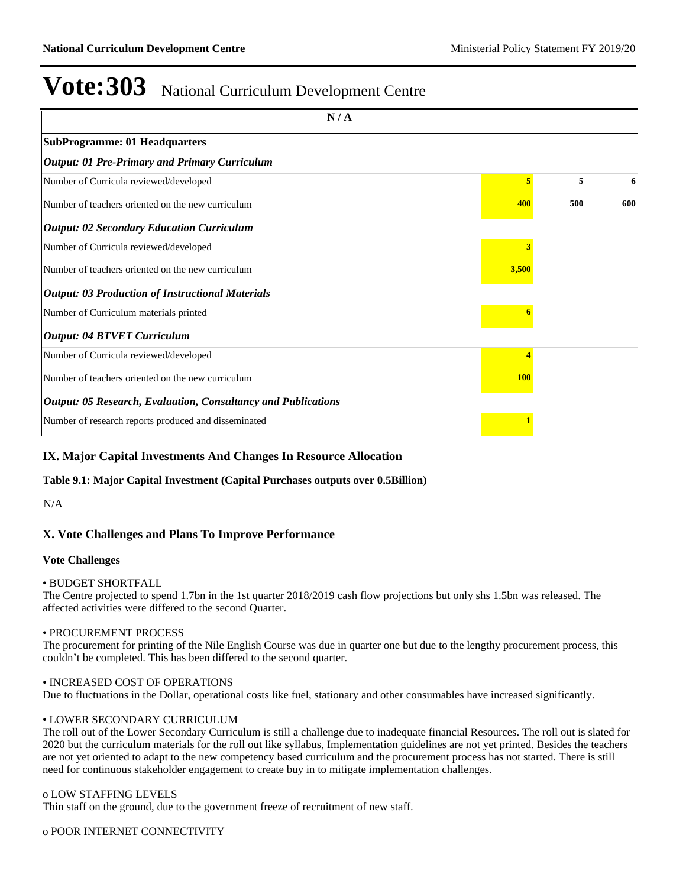# Vote:303 National Curriculum Development Centre

| N / A | | | |
|---|---|---|---|
| **SubProgramme: 01 Headquarters** | | | |
| ***Output: 01 Pre-Primary and Primary Curriculum*** | | | |
| Number of Curricula reviewed/developed | **5** | **5** | **6** |
| Number of teachers oriented on the new curriculum | **400** | **500** | **600** |
| ***Output: 02 Secondary Education Curriculum*** | | | |
| Number of Curricula reviewed/developed | **3** | | |
| Number of teachers oriented on the new curriculum | **3,500** | | |
| ***Output: 03 Production of Instructional Materials*** | | | |
| Number of Curriculum materials printed | **6** | | |
| ***Output: 04 BTVET Curriculum*** | | | |
| Number of Curricula reviewed/developed | **4** | | |
| Number of teachers oriented on the new curriculum | **100** | | |
| ***Output: 05 Research, Evaluation, Consultancy and Publications*** | | | |
| Number of research reports produced and disseminated | **1** | | |

## IX. Major Capital Investments And Changes In Resource Allocation

**Table 9.1: Major Capital Investment (Capital Purchases outputs over 0.5Billion)**

N/A

## X. Vote Challenges and Plans To Improve Performance

**Vote Challenges**

• BUDGET SHORTFALL
The Centre projected to spend 1.7bn in the 1st quarter 2018/2019 cash flow projections but only shs 1.5bn was released. The affected activities were differed to the second Quarter.

• PROCUREMENT PROCESS
The procurement for printing of the Nile English Course was due in quarter one but due to the lengthy procurement process, this couldn't be completed. This has been differed to the second quarter.

• INCREASED COST OF OPERATIONS
Due to fluctuations in the Dollar, operational costs like fuel, stationary and other consumables have increased significantly.

• LOWER SECONDARY CURRICULUM
The roll out of the Lower Secondary Curriculum is still a challenge due to inadequate financial Resources. The roll out is slated for 2020 but the curriculum materials for the roll out like syllabus, Implementation guidelines are not yet printed. Besides the teachers are not yet oriented to adapt to the new competency based curriculum and the procurement process has not started. There is still need for continuous stakeholder engagement to create buy in to mitigate implementation challenges.

o LOW STAFFING LEVELS
Thin staff on the ground, due to the government freeze of recruitment of new staff.

o POOR INTERNET CONNECTIVITY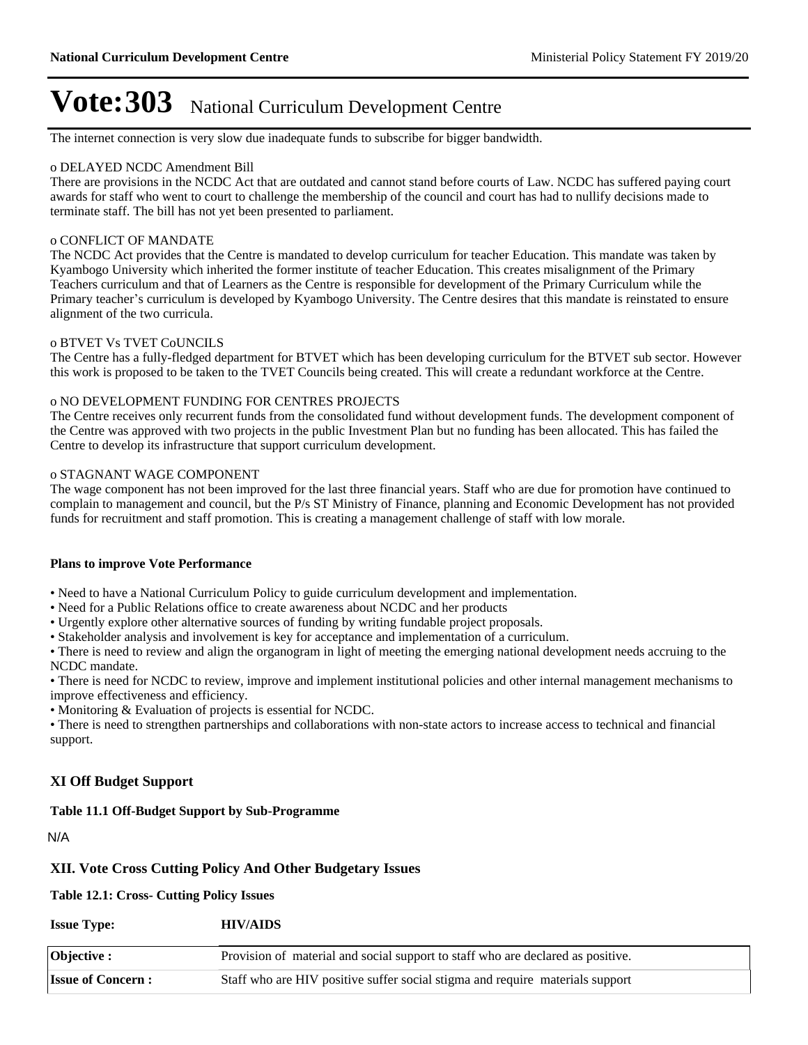# Vote:303 National Curriculum Development Centre

The internet connection is very slow due inadequate funds to subscribe for bigger bandwidth.

o DELAYED NCDC Amendment Bill
There are provisions in the NCDC Act that are outdated and cannot stand before courts of Law. NCDC has suffered paying court awards for staff who went to court to challenge the membership of the council and court has had to nullify decisions made to terminate staff. The bill has not yet been presented to parliament.

o CONFLICT OF MANDATE
The NCDC Act provides that the Centre is mandated to develop curriculum for teacher Education. This mandate was taken by Kyambogo University which inherited the former institute of teacher Education. This creates misalignment of the Primary Teachers curriculum and that of Learners as the Centre is responsible for development of the Primary Curriculum while the Primary teacher's curriculum is developed by Kyambogo University. The Centre desires that this mandate is reinstated to ensure alignment of the two curricula.

o BTVET Vs TVET CoUNCILS
The Centre has a fully-fledged department for BTVET which has been developing curriculum for the BTVET sub sector. However this work is proposed to be taken to the TVET Councils being created. This will create a redundant workforce at the Centre.

o NO DEVELOPMENT FUNDING FOR CENTRES PROJECTS
The Centre receives only recurrent funds from the consolidated fund without development funds. The development component of the Centre was approved with two projects in the public Investment Plan but no funding has been allocated. This has failed the Centre to develop its infrastructure that support curriculum development.

o STAGNANT WAGE COMPONENT
The wage component has not been improved for the last three financial years. Staff who are due for promotion have continued to complain to management and council, but the P/s ST Ministry of Finance, planning and Economic Development has not provided funds for recruitment and staff promotion. This is creating a management challenge of staff with low morale.

**Plans to improve Vote Performance**

• Need to have a National Curriculum Policy to guide curriculum development and implementation.
• Need for a Public Relations office to create awareness about NCDC and her products
• Urgently explore other alternative sources of funding by writing fundable project proposals.
• Stakeholder analysis and involvement is key for acceptance and implementation of a curriculum.
• There is need to review and align the organogram in light of meeting the emerging national development needs accruing to the NCDC mandate.
• There is need for NCDC to review, improve and implement institutional policies and other internal management mechanisms to improve effectiveness and efficiency.
• Monitoring & Evaluation of projects is essential for NCDC.
• There is need to strengthen partnerships and collaborations with non-state actors to increase access to technical and financial support.

## XI Off Budget Support

**Table 11.1 Off-Budget Support by Sub-Programme**

N/A

## XII. Vote Cross Cutting Policy And Other Budgetary Issues

**Table 12.1: Cross- Cutting Policy Issues**

| **Issue Type:** | **HIV/AIDS** |
|---|---|
| **Objective :** | Provision of material and social support to staff who are declared as positive. |
| **Issue of Concern :** | Staff who are HIV positive suffer social stigma and require materials support |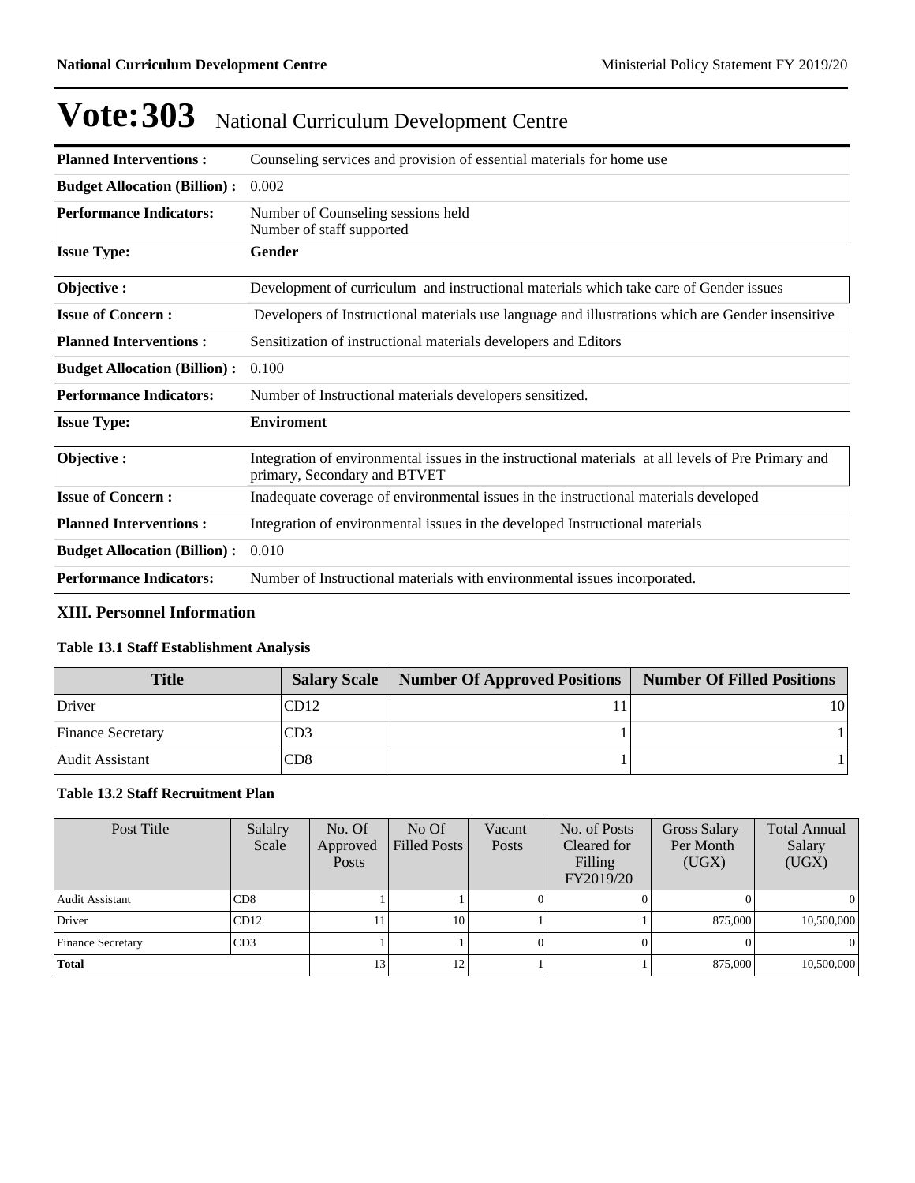# Vote:303 National Curriculum Development Centre

| | |
|---|---|
| **Planned Interventions :** | Counseling services and provision of essential materials for home use |
| **Budget Allocation (Billion) :** | 0.002 |
| **Performance Indicators:** | Number of Counseling sessions held<br>Number of staff supported |

**Issue Type:** **Gender**

| | |
|---|---|
| **Objective :** | Development of curriculum and instructional materials which take care of Gender issues |
| **Issue of Concern :** | Developers of Instructional materials use language and illustrations which are Gender insensitive |
| **Planned Interventions :** | Sensitization of instructional materials developers and Editors |
| **Budget Allocation (Billion) :** | 0.100 |
| **Performance Indicators:** | Number of Instructional materials developers sensitized. |

**Issue Type:** **Enviroment**

| | |
|---|---|
| **Objective :** | Integration of environmental issues in the instructional materials at all levels of Pre Primary and primary, Secondary and BTVET |
| **Issue of Concern :** | Inadequate coverage of environmental issues in the instructional materials developed |
| **Planned Interventions :** | Integration of environmental issues in the developed Instructional materials |
| **Budget Allocation (Billion) :** | 0.010 |
| **Performance Indicators:** | Number of Instructional materials with environmental issues incorporated. |

## XIII. Personnel Information

### Table 13.1 Staff Establishment Analysis

| Title | Salary Scale | Number Of Approved Positions | Number Of Filled Positions |
|---|---|---|---|
| Driver | CD12 | 11 | 10 |
| Finance Secretary | CD3 | 1 | 1 |
| Audit Assistant | CD8 | 1 | 1 |

### Table 13.2 Staff Recruitment Plan

| Post Title | Salalry Scale | No. Of Approved Posts | No Of Filled Posts | Vacant Posts | No. of Posts Cleared for Filling FY2019/20 | Gross Salary Per Month (UGX) | Total Annual Salary (UGX) |
|---|---|---|---|---|---|---|---|
| Audit Assistant | CD8 | 1 | 1 | 0 | 0 | 0 | 0 |
| Driver | CD12 | 11 | 10 | 1 | 1 | 875,000 | 10,500,000 |
| Finance Secretary | CD3 | 1 | 1 | 0 | 0 | 0 | 0 |
| **Total** | | 13 | 12 | 1 | 1 | 875,000 | 10,500,000 |